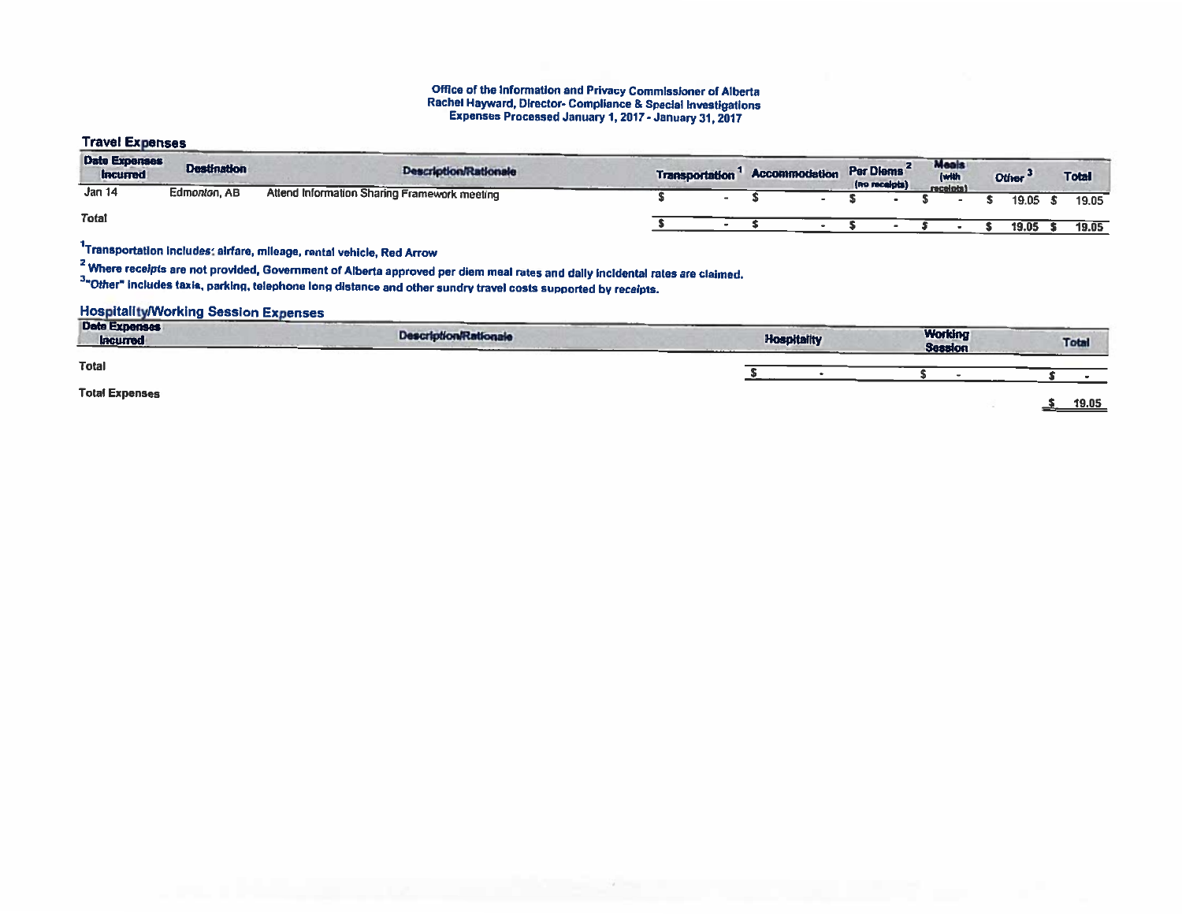**Office of the Information and Privacy Commissioner of Alberta**
**Rachel Hayward, Director- Compliance & Special Investigations**
**Expenses Processed January 1, 2017 - January 31, 2017**

## Travel Expenses

| Date Expenses Incurred | Destination | Description/Rationale | Transportation [1] | Accommodation | Per Diems [2] (no receipts) | Meals (with receipts) | Other [3] | Total |
|---|---|---|---|---|---|---|---|---|
| Jan 14 | Edmonton, AB | Attend Information Sharing Framework meeting | $ - | $ - | $ - | $ - | $ 19.05 | $ 19.05 |
| **Total** | | | $ - | $ - | $ - | $ - | $ 19.05 | $ 19.05 |

[1] Transportation includes: airfare, mileage, rental vehicle, Red Arrow

[2] Where receipts are not provided, Government of Alberta approved per diem meal rates and daily incidental rates are claimed.

[3] "Other" includes taxis, parking, telephone long distance and other sundry travel costs supported by receipts.

## Hospitality/Working Session Expenses

| Date Expenses Incurred | Description/Rationale | Hospitality | Working Session | Total |
|---|---|---|---|---|
| **Total** | | $ - | $ - | $ - |

**Total Expenses** $ 19.05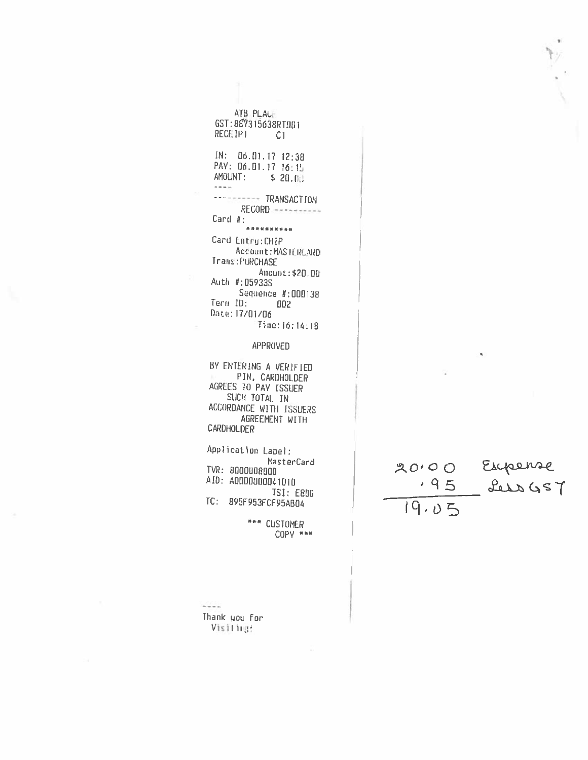ATB PLACE
GST:867315638RT001
RECEIPT C1

IN: 06.01.17 12:38
PAY: 06.01.17 16:15
AMOUNT: $ 20.00

----

---------- TRANSACTION RECORD ----------

Card #: **********

Card Entry:CHIP
Account:MASTERCARD
Trans:PURCHASE
Amount:$20.00
Auth #:05933S
Sequence #:000138
Term ID: 002
Date:17/01/06
Time:16:14:18

APPROVED

BY ENTERING A VERIFIED PIN, CARDHOLDER AGREES TO PAY ISSUER SUCH TOTAL IN ACCORDANCE WITH ISSUERS AGREEMENT WITH CARDHOLDER

Application Label:
MasterCard
TVR: 8000008000
AID: A0000000041010
TSI: E800
TC: 895F953FCF95AB04

*** CUSTOMER COPY ***

----
Thank you For Visiting!

| | |
|---|---|
| 20.00 | Expense |
| .95 | Less GST |
| 19.05 | |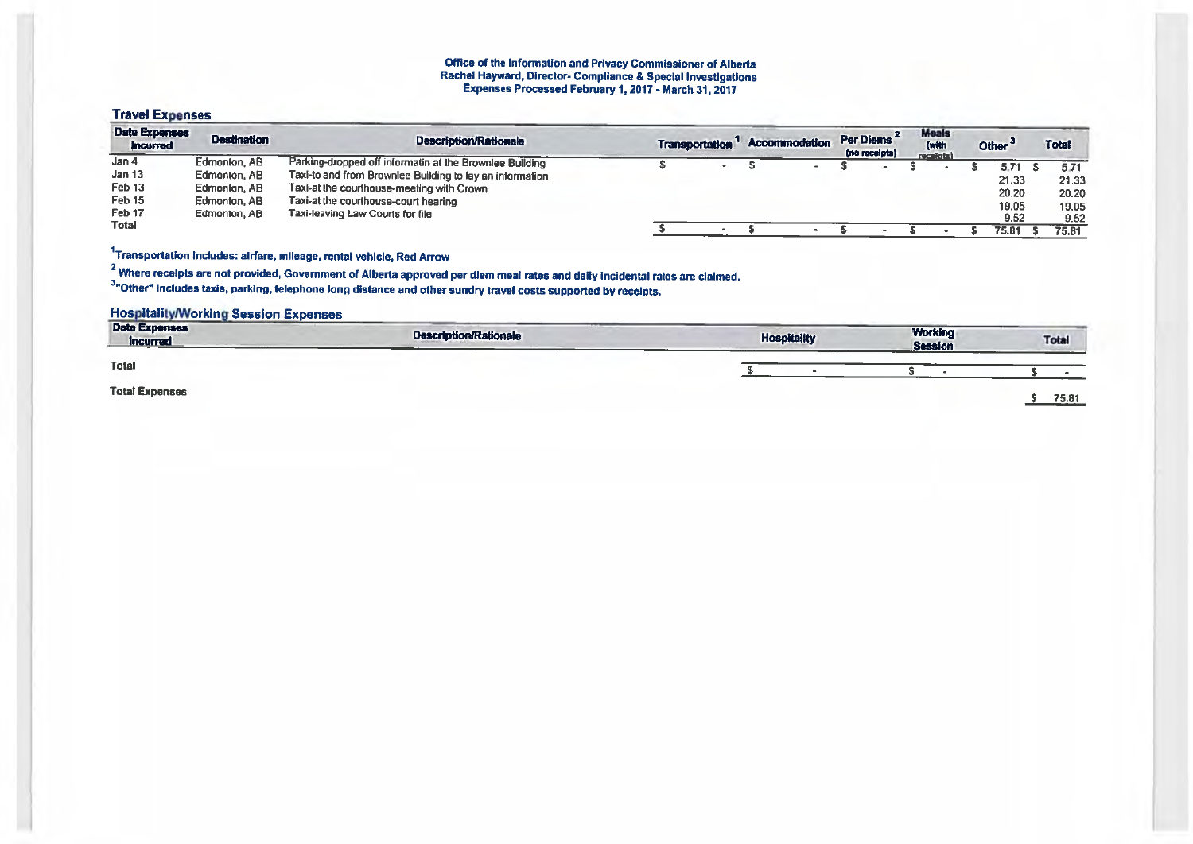# Office of the Information and Privacy Commissioner of Alberta
## Rachel Hayward, Director- Compliance & Special Investigations
### Expenses Processed February 1, 2017 - March 31, 2017

**Travel Expenses**

| Date Expenses Incurred | Destination | Description/Rationale | Transportation [1] | Accommodation | Per Diems [2] (no receipts) | Meals (with receipts) | Other [3] | Total |
|---|---|---|---|---|---|---|---|---|
| Jan 4 | Edmonton, AB | Parking-dropped off informatin at the Brownlee Building | $ - | $ - | $ - | $ - | $ 5.71 | $ 5.71 |
| Jan 13 | Edmonton, AB | Taxi-to and from Brownlee Building to lay an information | | | | | 21.33 | 21.33 |
| Feb 13 | Edmonton, AB | Taxi-at the courthouse-meeting with Crown | | | | | 20.20 | 20.20 |
| Feb 15 | Edmonton, AB | Taxi-at the courthouse-court hearing | | | | | 19.05 | 19.05 |
| Feb 17 | Edmonton, AB | Taxi-leaving Law Courts for file | | | | | 9.52 | 9.52 |
| Total | | | $ - | $ - | $ - | $ - | $ 75.81 | $ 75.81 |

[1]Transportation includes: airfare, mileage, rental vehicle, Red Arrow

[2] Where receipts are not provided, Government of Alberta approved per diem meal rates and daily incidental rates are claimed.

[3]"Other" includes taxis, parking, telephone long distance and other sundry travel costs supported by receipts.

**Hospitality/Working Session Expenses**

| Date Expenses Incurred | Description/Rationale | Hospitality | Working Session | Total |
|---|---|---|---|---|
| Total | | $ - | $ - | $ - |

**Total Expenses** $ 75.81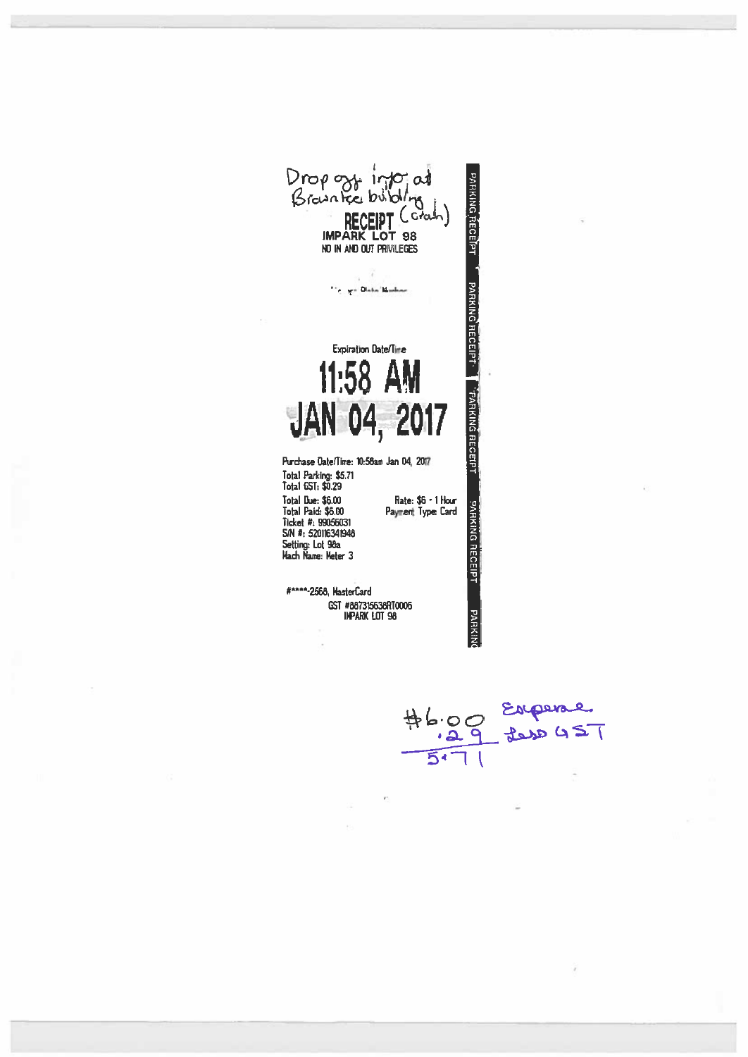Drop off info at Brownlee building (Gtah)

**RECEIPT**

**IMPARK LOT 98**

NO IN AND OUT PRIVILEGES

License Plate Number

Expiration Date/Time

# 11:58 AM
# JAN 04, 2017

Purchase Date/Time: 10:58am Jan 04, 2017

Total Parking: $5.71

Total GST: $0.29

Total Due: $6.00 Rate: $6 - 1 Hour

Total Paid: $6.00 Payment Type: Card

Ticket #: 99056031

S/N #: 520116341948

Setting: Lot 98a

Mach Name: Meter 3

#****-2568, MasterCard

GST #867315638RT0006

IMPARK LOT 98

PARKING RECEIPT PARKING RECEIPT PARKING RECEIPT PARKING RECEIPT PARKING

$6.00 Expense

.29 Less GST

5.71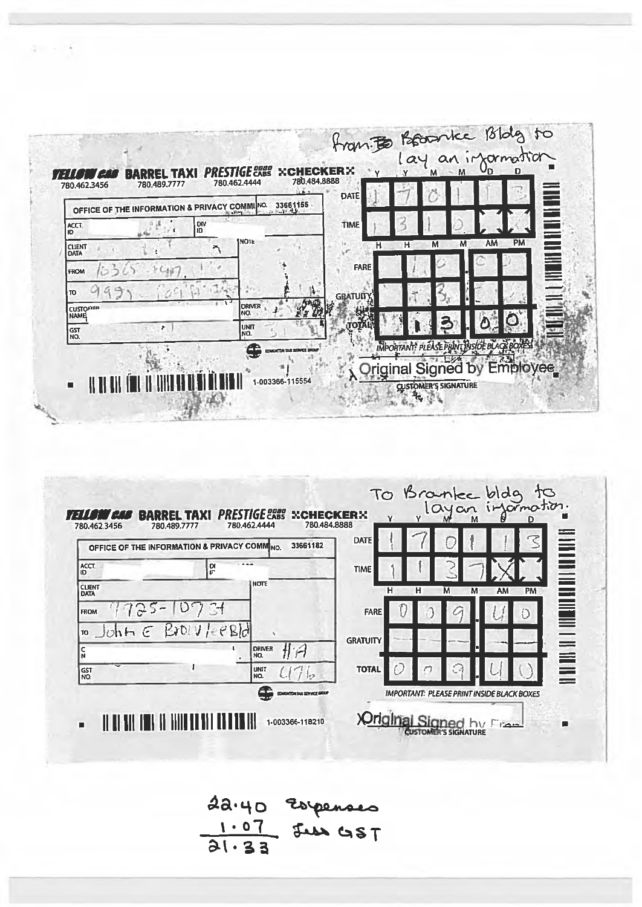From Bramlee Bldg to lay an information

**YELLOW CAB** 780.462.3456 | **BARREL TAXI** 780.489.7777 | **PRESTIGE CABS** 780.462.4444 | **CHECKER** 780.484.8888

| | |
|---|---|
| OFFICE OF THE INFORMATION & PRIVACY COMMI | NO. 33661155 |
| ACCT. ID | DIV ID |
| CLIENT DATA | NOTE |
| FROM 10365 - 109 | |
| TO 9925 - 109 St | |
| CUSTOMER NAME | DRIVER NO. |
| GST NO. | UNIT NO. 31 |

| | Y | Y | M | M | D | D |
|---|---|---|---|---|---|---|
| DATE | 1 | 7 | 0 | 1 | 1 | 3 |
| TIME | 1 | 3 | 1 | 0 | | |
| | H | H | M | M | AM | PM |

| | | | | | |
|---|---|---|---|---|---|
| FARE | | 1 | 0 | . 0 | 0 |
| GRATUITY | | | 3 | . | |
| TOTAL | | 1 | 3 | . 0 | 0 |

IMPORTANT: PLEASE PRINT INSIDE BLACK BOXES

Original Signed by Employee

CUSTOMER'S SIGNATURE

EDMONTON TAXI SERVICE GROUP

1-003366-115554

---

To Bramlee bldg to lay an information.

**YELLOW CAB** 780.462.3456 | **BARREL TAXI** 780.489.7777 | **PRESTIGE CABS** 780.462.4444 | **CHECKER** 780.484.8888

| | |
|---|---|
| OFFICE OF THE INFORMATION & PRIVACY COMMI | NO. 33661182 |
| ACCT. ID | DIV ID |
| CLIENT DATA | NOTE |
| FROM 9725-107 St | |
| TO John E Brownlee Bld | |
| CUSTOMER NAME | DRIVER NO. #A |
| GST NO. | UNIT NO. 476 |

| | Y | Y | M | M | D | D |
|---|---|---|---|---|---|---|
| DATE | 1 | 7 | 0 | 1 | 1 | 3 |
| TIME | 1 | 1 | 3 | 7 | X | |
| | H | H | M | M | AM | PM |

| | | | | | |
|---|---|---|---|---|---|
| FARE | 0 | 0 | 9 | . 4 | 0 |
| GRATUITY | — | — | — | . — | — |
| TOTAL | 0 | 0 | 9 | . 4 | 0 |

IMPORTANT: PLEASE PRINT INSIDE BLACK BOXES

X Original Signed by Employee

CUSTOMER'S SIGNATURE

EDMONTON TAXI SERVICE GROUP

1-003366-118210

---

22.40 Expenses
1.07 Less GST
21.33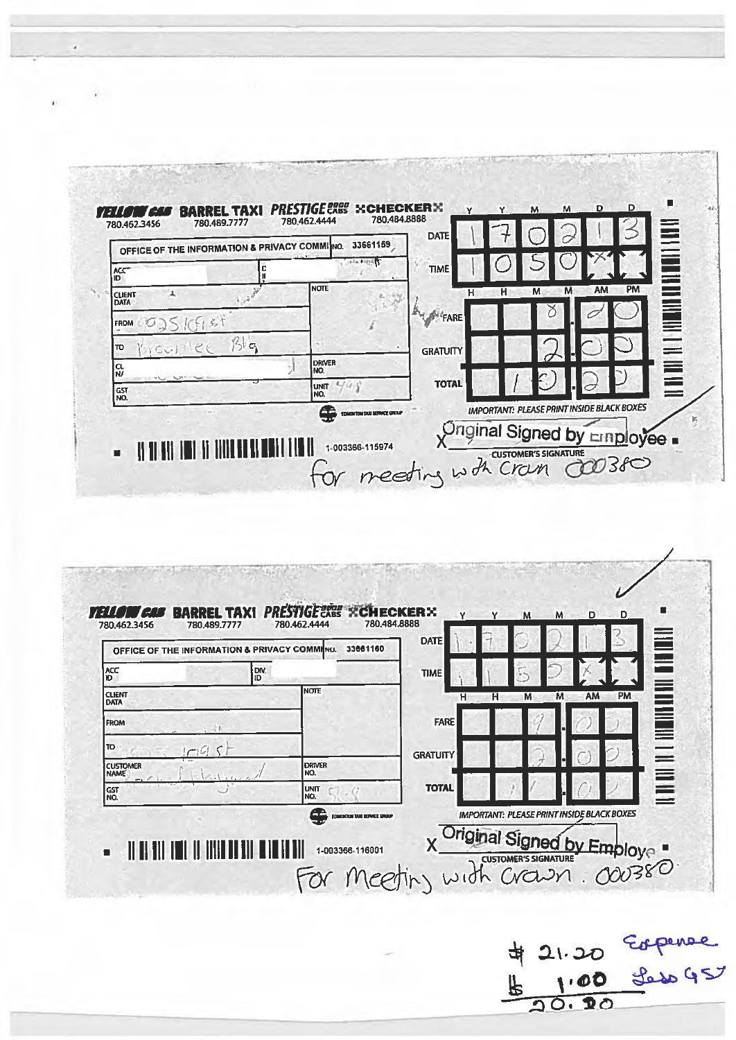**YELLOW CAB** 780.462.3456 | **BARREL TAXI** 780.489.7777 | **PRESTIGE CABS** 780.462.4444 | **CHECKER** 780.484.8888

| | |
|---|---|
| OFFICE OF THE INFORMATION & PRIVACY COMMI | NO. 33661159 |
| ACC ID | |
| CLIENT DATA | NOTE |
| FROM 10025 108 St | |
| TO Brownlee Blg | |
| CL NA | DRIVER NO. |
| GST NO. | UNIT NO. 408 |

| | Y | Y | M | M | D | D |
|---|---|---|---|---|---|---|
| DATE | 1 | 7 | 0 | 2 | 1 | 3 |

| | H | H | M | M | AM | PM |
|---|---|---|---|---|---|---|
| TIME | 1 | 0 | 5 | 0 | X | |

| | | | | | | |
|---|---|---|---|---|---|---|
| FARE | | | 8 | . | 2 | 0 |
| GRATUITY | | | 2 | . | 0 | 0 |
| TOTAL | | 1 | 0 | . | 2 | 0 |

IMPORTANT: PLEASE PRINT INSIDE BLACK BOXES

1-003366-115974

X Original Signed by Employee
CUSTOMER'S SIGNATURE

For meeting with Crown 000380

---

**YELLOW CAB** 780.462.3456 | **BARREL TAXI** 780.489.7777 | **PRESTIGE CABS** 780.462.4444 | **CHECKER** 780.484.8888

| | |
|---|---|
| OFFICE OF THE INFORMATION & PRIVACY COMMI | NO. 33661160 |
| ACC ID | DIV. ID |
| CLIENT DATA | NOTE |
| FROM | |
| TO 10025 108 St | |
| CUSTOMER NAME | DRIVER NO. |
| GST NO. | UNIT NO. 528 |

| | Y | Y | M | M | D | D |
|---|---|---|---|---|---|---|
| DATE | 1 | 7 | 0 | 2 | 1 | 3 |

| | H | H | M | M | AM | PM |
|---|---|---|---|---|---|---|
| TIME | 1 | 1 | 5 | 5 | X | |

| | | | | | | |
|---|---|---|---|---|---|---|
| FARE | | | 9 | . | 0 | 0 |
| GRATUITY | | | 2 | . | 0 | 0 |
| TOTAL | | 1 | 1 | . | 0 | 0 |

IMPORTANT: PLEASE PRINT INSIDE BLACK BOXES

1-003366-116001

X Original Signed by Employee
CUSTOMER'S SIGNATURE

For meeting with Crown. 000380

---

$ 21.20 Expense
$ 1.00 Less GST
20.20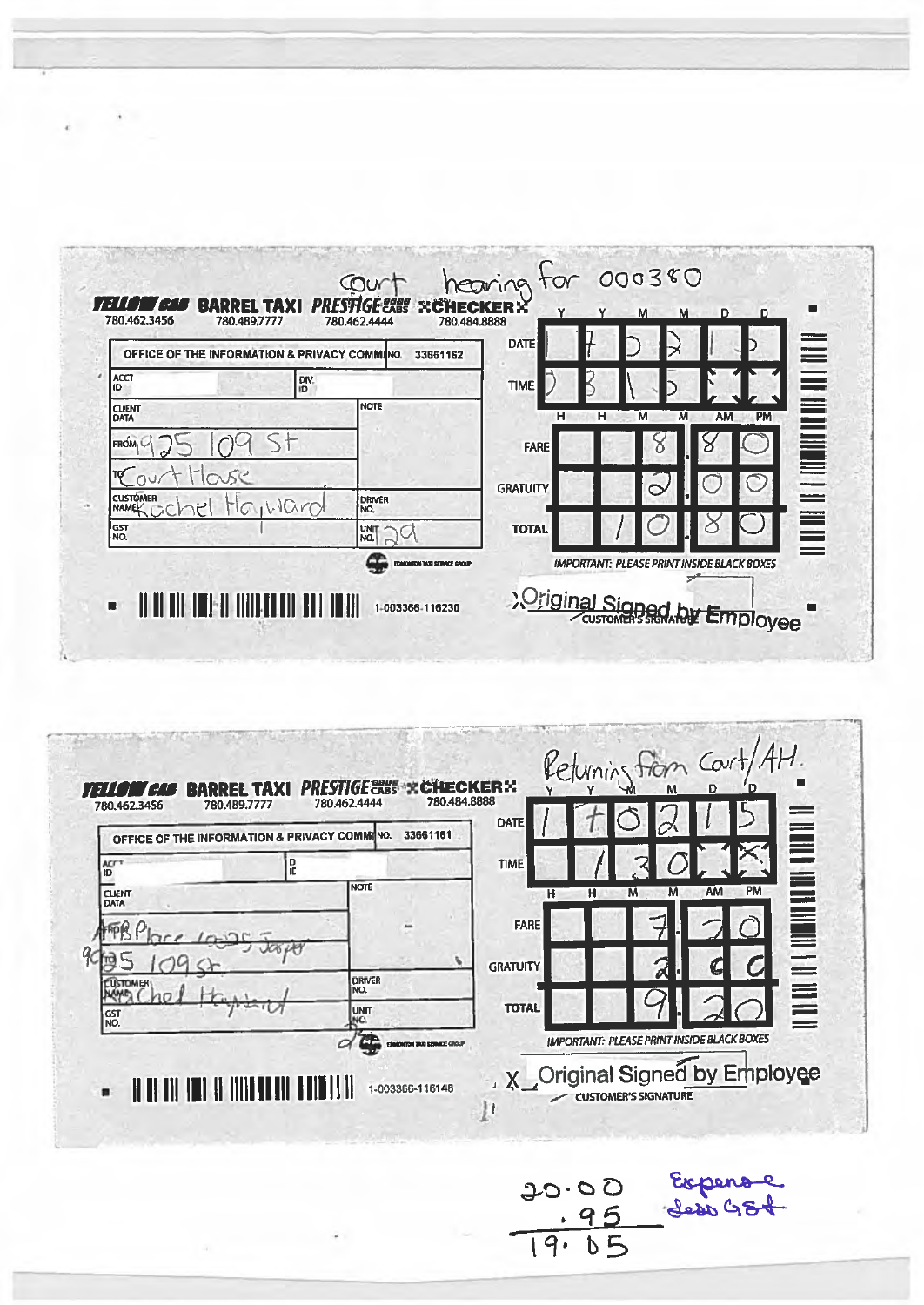Court hearing for 000380

**YELLOW CAB** 780.462.3456 | **BARREL TAXI** 780.489.7777 | **PRESTIGE CABS** 780.462.4444 | **CHECKER** 780.484.8888

| | |
|---|---|
| OFFICE OF THE INFORMATION & PRIVACY COMM | NO. 33661162 |
| ACCT ID | DIV. ID |
| CLIENT DATA | NOTE |
| FROM 9925 109 St | |
| TO Court House | |
| CUSTOMER NAME Rachel Hayward | DRIVER NO. |
| GST NO. | UNIT NO. 29 |

EDMONTON TAXI SERVICE GROUP

| | Y | Y | M | M | D | D |
|---|---|---|---|---|---|---|
| DATE | 1 | 7 | 0 | 2 | 1 | 5 |

| | H | H | M | M | AM | PM |
|---|---|---|---|---|---|---|
| TIME | 0 | 3 | 1 | 5 | | |

| | | | | | | |
|---|---|---|---|---|---|---|
| FARE | | | 8 | . | 8 | 0 |
| GRATUITY | | | 2 | . | 0 | 0 |
| TOTAL | | 1 | 0 | . | 8 | 0 |

IMPORTANT: PLEASE PRINT INSIDE BLACK BOXES

1-003366-116230

X Original Signed by Employee
CUSTOMER'S SIGNATURE

---

Returning from Court/AH.

**YELLOW CAB** 780.462.3456 | **BARREL TAXI** 780.489.7777 | **PRESTIGE CABS** 780.462.4444 | **CHECKER** 780.484.8888

| | |
|---|---|
| OFFICE OF THE INFORMATION & PRIVACY COMM | NO. 33661161 |
| ACCT ID | DIV. ID |
| CLIENT DATA | NOTE |
| FROM Place 10025 Jasper | |
| TO 9925 109 St | |
| CUSTOMER NAME Rachel Hayward | DRIVER NO. |
| GST NO. | UNIT NO. |

EDMONTON TAXI SERVICE GROUP

| | Y | Y | M | M | D | D |
|---|---|---|---|---|---|---|
| DATE | 1 | 7 | 0 | 2 | 1 | 5 |

| | H | H | M | M | AM | PM |
|---|---|---|---|---|---|---|
| TIME | | 1 | 3 | 0 | | X |

| | | | | | | |
|---|---|---|---|---|---|---|
| FARE | | | 7 | . | 2 | 0 |
| GRATUITY | | | 2 | . | 0 | 0 |
| TOTAL | | | 9 | . | 2 | 0 |

IMPORTANT: PLEASE PRINT INSIDE BLACK BOXES

1-003366-116148

X Original Signed by Employee
CUSTOMER'S SIGNATURE

---

20.00
.95
19.05

Expense less GST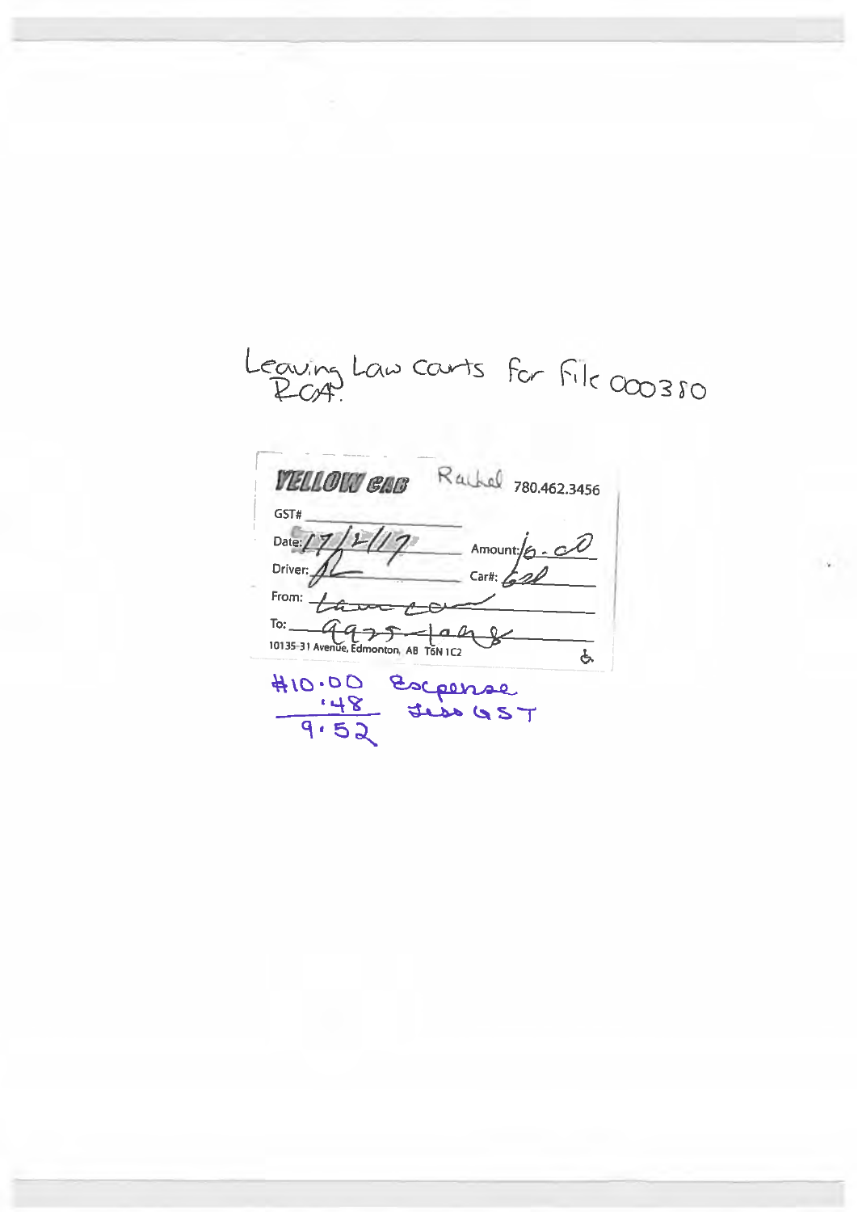Leaving Law Courts for File 000380
RCA.

**YELLOW CAB** Rachel 780.462.3456

GST# 

Date: 17/2/17 Amount: 10.00

Driver: 

Car#: 622

From: Law Courts

To: 9975-104 St

10135-31 Avenue, Edmonton, AB T6N 1C2

$10.00 Expense
.48 less GST
9.52